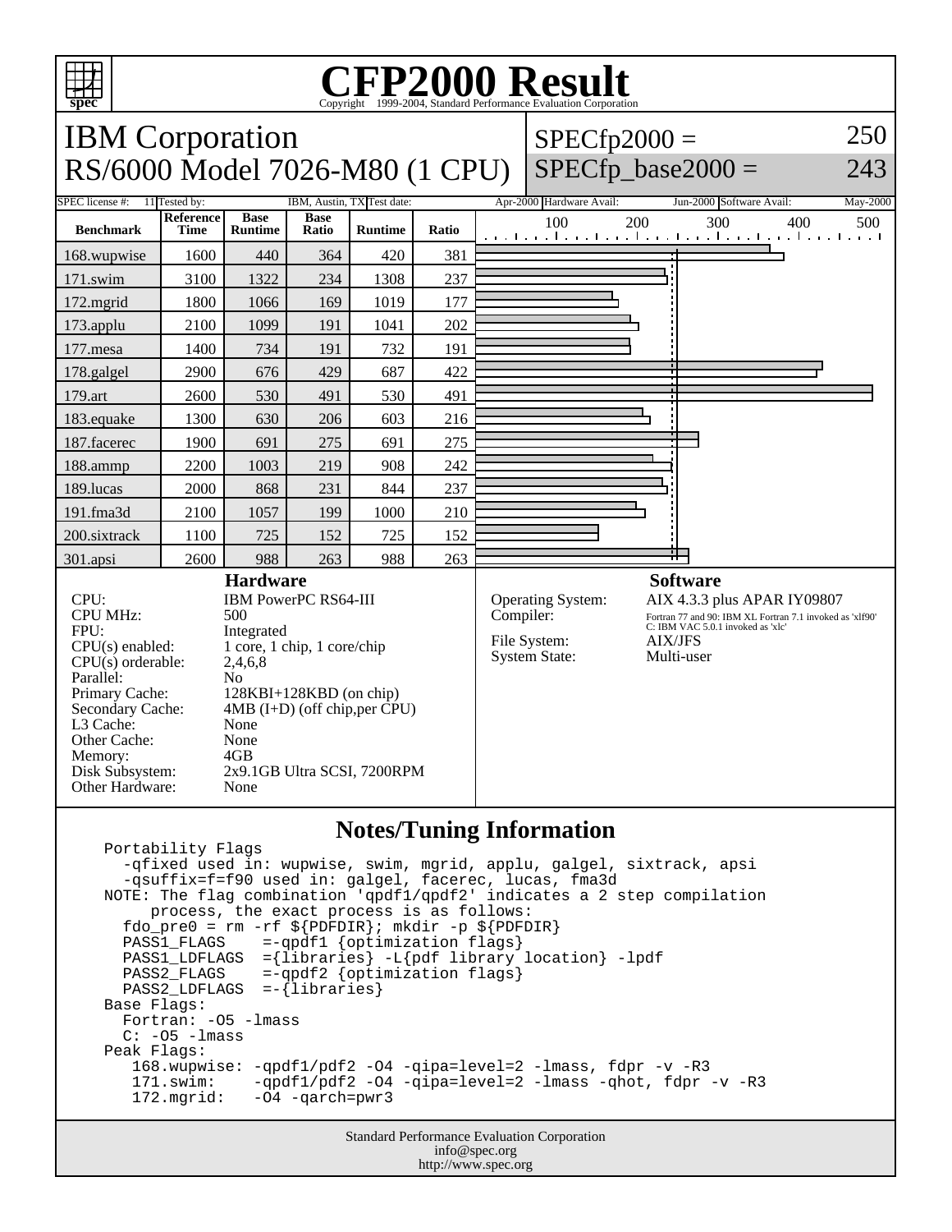# CFP2000 Result

Copyright 1999-2004, Standard Performance Evaluation Corporation

## IBM Corporation
## RS/6000 Model 7026-M80 (1 CPU)

SPECfp2000 = 250
SPECfp_base2000 = 243

| SPEC license #: | 11 | Tested by: | IBM, Austin, TX | Test date: | Apr-2000 | Hardware Avail: | Jun-2000 | Software Avail: | May-2000 |
|---|---|---|---|---|---|---|---|---|---|

| Benchmark | Reference Time | Base Runtime | Base Ratio | Runtime | Ratio |
|---|---|---|---|---|---|
| 168.wupwise | 1600 | 440 | 364 | 420 | 381 |
| 171.swim | 3100 | 1322 | 234 | 1308 | 237 |
| 172.mgrid | 1800 | 1066 | 169 | 1019 | 177 |
| 173.applu | 2100 | 1099 | 191 | 1041 | 202 |
| 177.mesa | 1400 | 734 | 191 | 732 | 191 |
| 178.galgel | 2900 | 676 | 429 | 687 | 422 |
| 179.art | 2600 | 530 | 491 | 530 | 491 |
| 183.equake | 1300 | 630 | 206 | 603 | 216 |
| 187.facerec | 1900 | 691 | 275 | 691 | 275 |
| 188.ammp | 2200 | 1003 | 219 | 908 | 242 |
| 189.lucas | 2000 | 868 | 231 | 844 | 237 |
| 191.fma3d | 2100 | 1057 | 199 | 1000 | 210 |
| 200.sixtrack | 1100 | 725 | 152 | 725 | 152 |
| 301.apsi | 2600 | 988 | 263 | 988 | 263 |

### Hardware

| | |
|---|---|
| CPU: | IBM PowerPC RS64-III |
| CPU MHz: | 500 |
| FPU: | Integrated |
| CPU(s) enabled: | 1 core, 1 chip, 1 core/chip |
| CPU(s) orderable: | 2,4,6,8 |
| Parallel: | No |
| Primary Cache: | 128KBI+128KBD (on chip) |
| Secondary Cache: | 4MB (I+D) (off chip,per CPU) |
| L3 Cache: | None |
| Other Cache: | None |
| Memory: | 4GB |
| Disk Subsystem: | 2x9.1GB Ultra SCSI, 7200RPM |
| Other Hardware: | None |

### Software

| | |
|---|---|
| Operating System: | AIX 4.3.3 plus APAR IY09807 |
| Compiler: | Fortran 77 and 90: IBM XL Fortran 7.1 invoked as 'xlf90' C: IBM VAC 5.0.1 invoked as 'xlc' |
| File System: | AIX/JFS |
| System State: | Multi-user |

### Notes/Tuning Information

```
Portability Flags
  -qfixed used in: wupwise, swim, mgrid, applu, galgel, sixtrack, apsi
  -qsuffix=f=f90 used in: galgel, facerec, lucas, fma3d
NOTE: The flag combination 'qpdf1/qpdf2' indicates a 2 step compilation
     process, the exact process is as follows:
  fdo_pre0 = rm -rf ${PDFDIR}; mkdir -p ${PDFDIR}
  PASS1_FLAGS    =-qpdf1 {optimization flags}
  PASS1_LDFLAGS  ={libraries} -L{pdf library location} -lpdf
  PASS2_FLAGS    =-qpdf2 {optimization flags}
  PASS2_LDFLAGS  =-{libraries}
Base Flags:
  Fortran: -O5 -lmass
  C: -O5 -lmass
Peak Flags:
   168.wupwise: -qpdf1/pdf2 -O4 -qipa=level=2 -lmass, fdpr -v -R3
   171.swim:    -qpdf1/pdf2 -O4 -qipa=level=2 -lmass -qhot, fdpr -v -R3
   172.mgrid:   -O4 -qarch=pwr3
```

Standard Performance Evaluation Corporation
info@spec.org
http://www.spec.org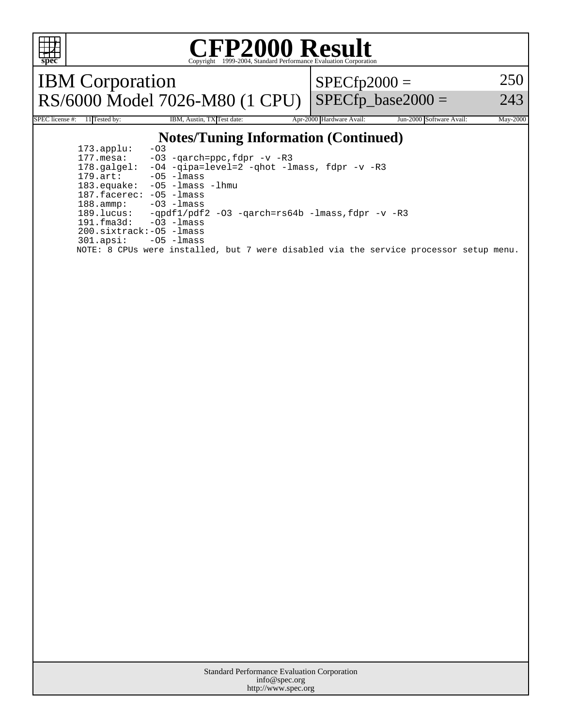# CFP2000 Result

Copyright 1999-2004, Standard Performance Evaluation Corporation

**IBM Corporation**
**RS/6000 Model 7026-M80 (1 CPU)**

SPECfp2000 = 250
SPECfp_base2000 = 243

| SPEC license #: | 11 | Tested by: | IBM, Austin, TX | Test date: | Apr-2000 | Hardware Avail: | Jun-2000 | Software Avail: | May-2000 |
|---|---|---|---|---|---|---|---|---|---|

## Notes/Tuning Information (Continued)

```
173.applu:   -O3
177.mesa:    -O3 -qarch=ppc,fdpr -v -R3
178.galgel:  -O4 -qipa=level=2 -qhot -lmass, fdpr -v -R3
179.art:     -O5 -lmass
183.equake:  -O5 -lmass -lhmu
187.facerec: -O5 -lmass
188.ammp:    -O3 -lmass
189.lucus:   -qpdf1/pdf2 -O3 -qarch=rs64b -lmass,fdpr -v -R3
191.fma3d:   -O3 -lmass
200.sixtrack:-O5 -lmass
301.apsi:    -O5 -lmass
NOTE: 8 CPUs were installed, but 7 were disabled via the service processor setup menu.
```

Standard Performance Evaluation Corporation
info@spec.org
http://www.spec.org